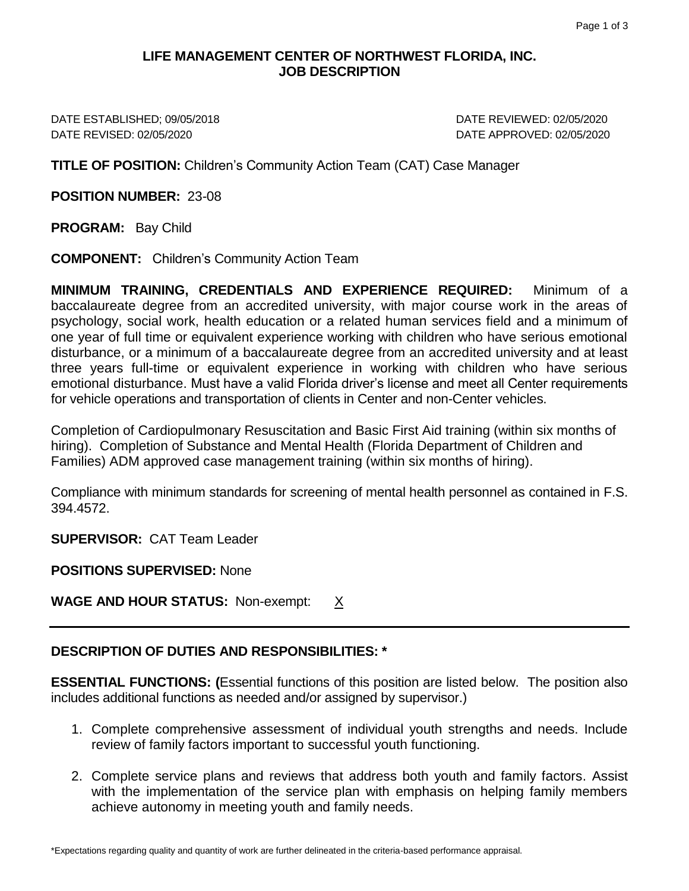# LIFE MANAGEMENT CENTER OF NORTHWEST FLORIDA, INC.
## JOB DESCRIPTION

DATE ESTABLISHED; 09/05/2018 | DATE REVIEWED: 02/05/2020
DATE REVISED: 02/05/2020 | DATE APPROVED: 02/05/2020

**TITLE OF POSITION:** Children's Community Action Team (CAT) Case Manager

**POSITION NUMBER:** 23-08

**PROGRAM:** Bay Child

**COMPONENT:** Children's Community Action Team

**MINIMUM TRAINING, CREDENTIALS AND EXPERIENCE REQUIRED:** Minimum of a baccalaureate degree from an accredited university, with major course work in the areas of psychology, social work, health education or a related human services field and a minimum of one year of full time or equivalent experience working with children who have serious emotional disturbance, or a minimum of a baccalaureate degree from an accredited university and at least three years full-time or equivalent experience in working with children who have serious emotional disturbance. Must have a valid Florida driver's license and meet all Center requirements for vehicle operations and transportation of clients in Center and non-Center vehicles.

Completion of Cardiopulmonary Resuscitation and Basic First Aid training (within six months of hiring). Completion of Substance and Mental Health (Florida Department of Children and Families) ADM approved case management training (within six months of hiring).

Compliance with minimum standards for screening of mental health personnel as contained in F.S. 394.4572.

**SUPERVISOR:** CAT Team Leader

**POSITIONS SUPERVISED:** None

**WAGE AND HOUR STATUS:** Non-exempt: X

---

## DESCRIPTION OF DUTIES AND RESPONSIBILITIES: *

**ESSENTIAL FUNCTIONS: (**Essential functions of this position are listed below. The position also includes additional functions as needed and/or assigned by supervisor.)

1. Complete comprehensive assessment of individual youth strengths and needs. Include review of family factors important to successful youth functioning.
2. Complete service plans and reviews that address both youth and family factors. Assist with the implementation of the service plan with emphasis on helping family members achieve autonomy in meeting youth and family needs.

*Expectations regarding quality and quantity of work are further delineated in the criteria-based performance appraisal.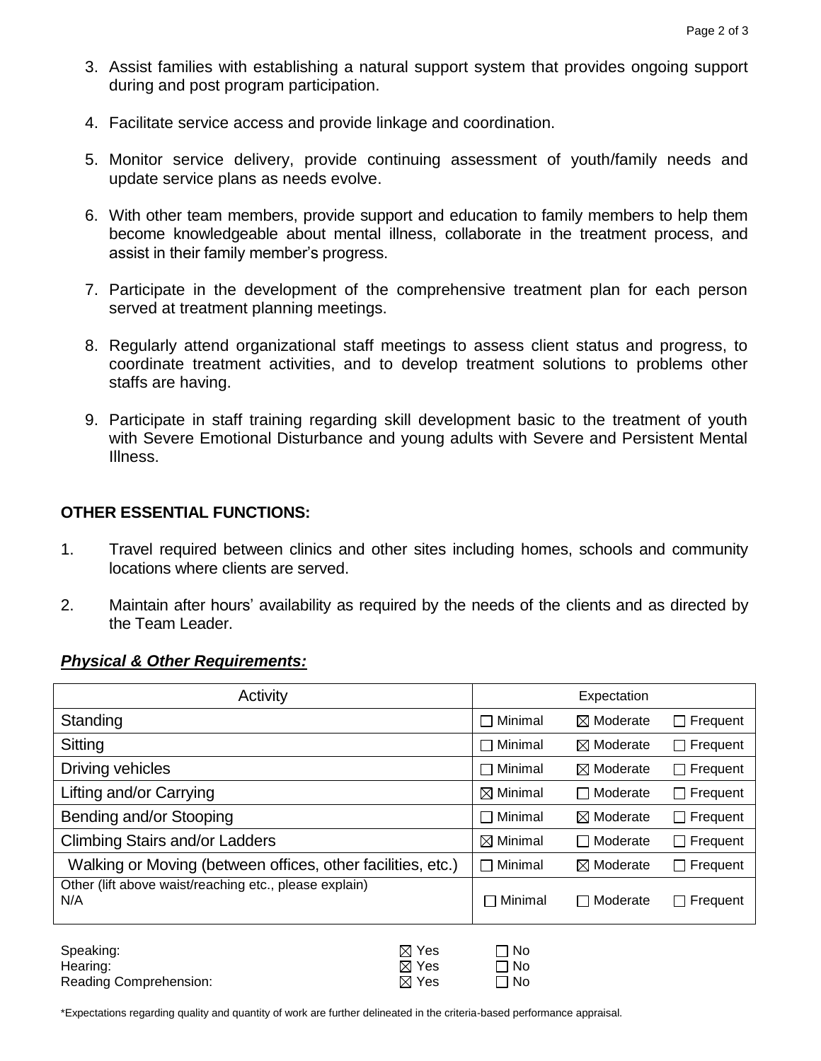3. Assist families with establishing a natural support system that provides ongoing support during and post program participation.

4. Facilitate service access and provide linkage and coordination.

5. Monitor service delivery, provide continuing assessment of youth/family needs and update service plans as needs evolve.

6. With other team members, provide support and education to family members to help them become knowledgeable about mental illness, collaborate in the treatment process, and assist in their family member's progress.

7. Participate in the development of the comprehensive treatment plan for each person served at treatment planning meetings.

8. Regularly attend organizational staff meetings to assess client status and progress, to coordinate treatment activities, and to develop treatment solutions to problems other staffs are having.

9. Participate in staff training regarding skill development basic to the treatment of youth with Severe Emotional Disturbance and young adults with Severe and Persistent Mental Illness.

**OTHER ESSENTIAL FUNCTIONS:**

1. Travel required between clinics and other sites including homes, schools and community locations where clients are served.

2. Maintain after hours' availability as required by the needs of the clients and as directed by the Team Leader.

***Physical & Other Requirements:***

| Activity | Expectation | | |
|---|---|---|---|
| Standing | ☐ Minimal | ☒ Moderate | ☐ Frequent |
| Sitting | ☐ Minimal | ☒ Moderate | ☐ Frequent |
| Driving vehicles | ☐ Minimal | ☒ Moderate | ☐ Frequent |
| Lifting and/or Carrying | ☒ Minimal | ☐ Moderate | ☐ Frequent |
| Bending and/or Stooping | ☐ Minimal | ☒ Moderate | ☐ Frequent |
| Climbing Stairs and/or Ladders | ☒ Minimal | ☐ Moderate | ☐ Frequent |
| Walking or Moving (between offices, other facilities, etc.) | ☐ Minimal | ☒ Moderate | ☐ Frequent |
| Other (lift above waist/reaching etc., please explain) N/A | ☐ Minimal | ☐ Moderate | ☐ Frequent |

| | | |
|---|---|---|
| Speaking: | ☒ Yes | ☐ No |
| Hearing: | ☒ Yes | ☐ No |
| Reading Comprehension: | ☒ Yes | ☐ No |

*Expectations regarding quality and quantity of work are further delineated in the criteria-based performance appraisal.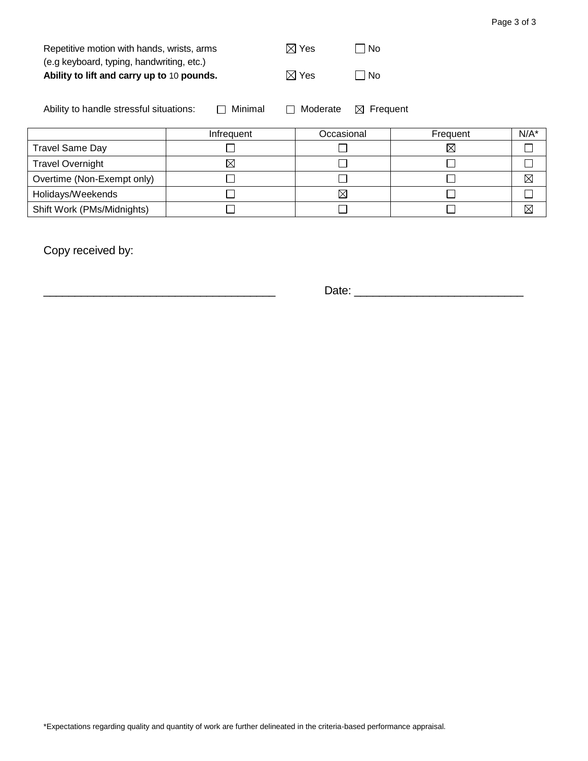Repetitive motion with hands, wrists, arms (e.g keyboard, typing, handwriting, etc.) ☒ Yes ☐ No

**Ability to lift and carry up to** 10 **pounds.** ☒ Yes ☐ No

Ability to handle stressful situations: ☐ Minimal ☐ Moderate ☒ Frequent

| | Infrequent | Occasional | Frequent | N/A* |
|---|---|---|---|---|
| Travel Same Day | ☐ | ☐ | ☒ | ☐ |
| Travel Overnight | ☒ | ☐ | ☐ | ☐ |
| Overtime (Non-Exempt only) | ☐ | ☐ | ☐ | ☒ |
| Holidays/Weekends | ☐ | ☒ | ☐ | ☐ |
| Shift Work (PMs/Midnights) | ☐ | ☐ | ☐ | ☒ |

Copy received by:

_____________________________________ Date: ___________________________

*Expectations regarding quality and quantity of work are further delineated in the criteria-based performance appraisal.